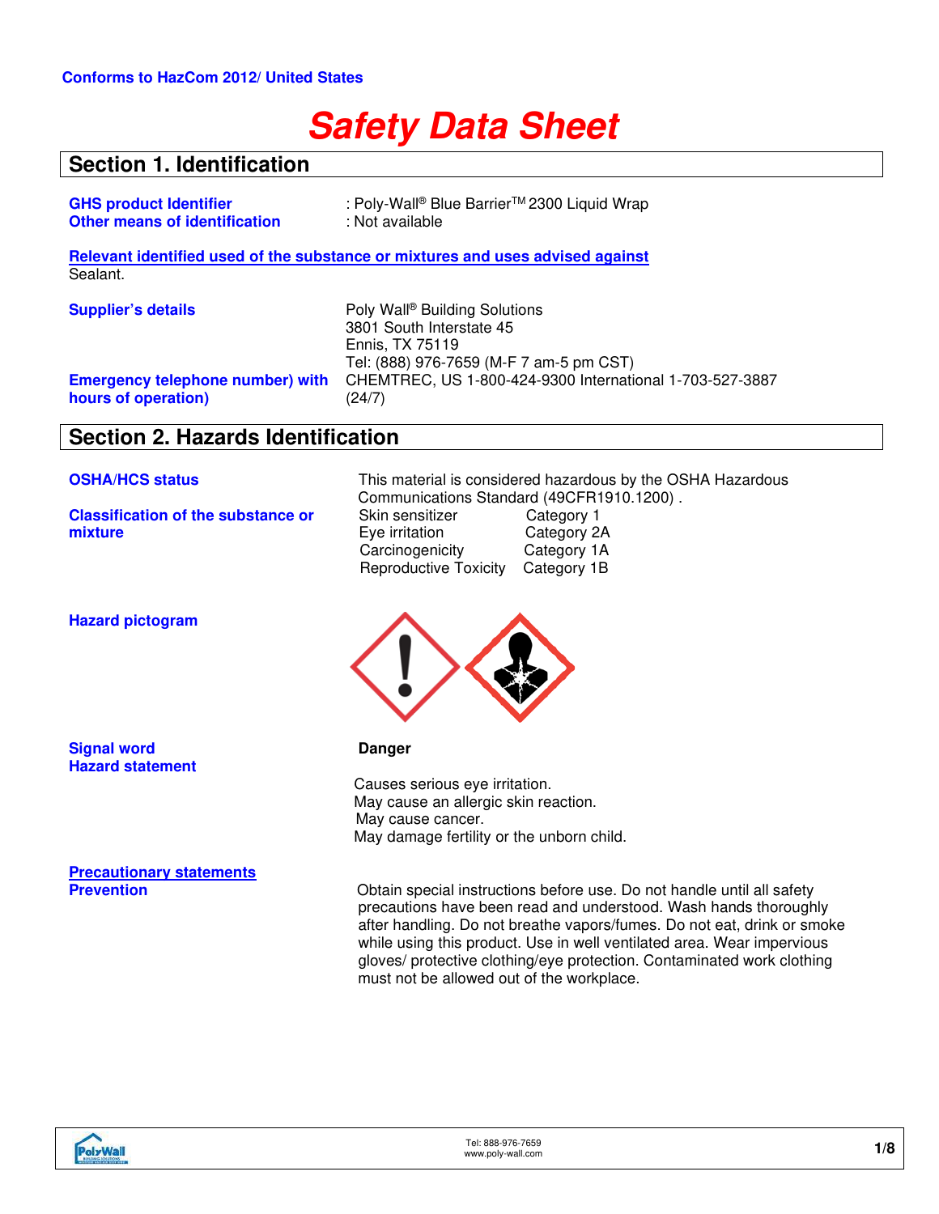Conforms to HazCom 2012/ United States

# Safety Data Sheet

## Section 1. Identification

**GHS product Identifier** : Poly-Wall® Blue Barrier™ 2300 Liquid Wrap
**Other means of identification** : Not available

**Relevant identified used of the substance or mixtures and uses advised against**
Sealant.

**Supplier's details**
Poly Wall® Building Solutions
3801 South Interstate 45
Ennis, TX 75119
Tel: (888) 976-7659 (M-F 7 am-5 pm CST)

**Emergency telephone number) with hours of operation)**
CHEMTREC, US 1-800-424-9300 International 1-703-527-3887 (24/7)

## Section 2. Hazards Identification

**OSHA/HCS status**
This material is considered hazardous by the OSHA Hazardous Communications Standard (49CFR1910.1200) .

**Classification of the substance or mixture**

| | |
|---|---|
| Skin sensitizer | Category 1 |
| Eye irritation | Category 2A |
| Carcinogenicity | Category 1A |
| Reproductive Toxicity | Category 1B |

**Hazard pictogram**

**Signal word**
**Danger**

**Hazard statement**
Causes serious eye irritation.
May cause an allergic skin reaction.
May cause cancer.
May damage fertility or the unborn child.

**Precautionary statements**
**Prevention**
Obtain special instructions before use. Do not handle until all safety precautions have been read and understood. Wash hands thoroughly after handling. Do not breathe vapors/fumes. Do not eat, drink or smoke while using this product. Use in well ventilated area. Wear impervious gloves/ protective clothing/eye protection. Contaminated work clothing must not be allowed out of the workplace.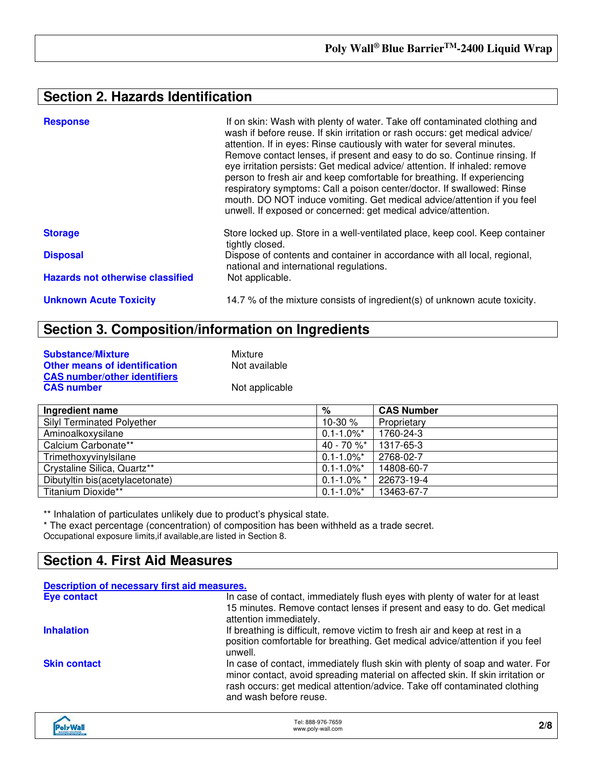## Section 2. Hazards Identification

**Response**

If on skin: Wash with plenty of water. Take off contaminated clothing and wash if before reuse. If skin irritation or rash occurs: get medical advice/ attention. If in eyes: Rinse cautiously with water for several minutes. Remove contact lenses, if present and easy to do so. Continue rinsing. If eye irritation persists: Get medical advice/ attention. If inhaled: remove person to fresh air and keep comfortable for breathing. If experiencing respiratory symptoms: Call a poison center/doctor. If swallowed: Rinse mouth. DO NOT induce vomiting. Get medical advice/attention if you feel unwell. If exposed or concerned: get medical advice/attention.

**Storage**

Store locked up. Store in a well-ventilated place, keep cool. Keep container tightly closed.

**Disposal**

Dispose of contents and container in accordance with all local, regional, national and international regulations.

**Hazards not otherwise classified**

Not applicable.

**Unknown Acute Toxicity**

14.7 % of the mixture consists of ingredient(s) of unknown acute toxicity.

## Section 3. Composition/information on Ingredients

**Substance/Mixture** Mixture

**Other means of identification** Not available

**CAS number/other identifiers**

**CAS number** Not applicable

| Ingredient name | % | CAS Number |
|---|---|---|
| Silyl Terminated Polyether | 10-30 % | Proprietary |
| Aminoalkoxysilane | 0.1-1.0%* | 1760-24-3 |
| Calcium Carbonate** | 40 - 70 %* | 1317-65-3 |
| Trimethoxyvinylsilane | 0.1-1.0%* | 2768-02-7 |
| Crystaline Silica, Quartz** | 0.1-1.0%* | 14808-60-7 |
| Dibutyltin bis(acetylacetonate) | 0.1-1.0% * | 22673-19-4 |
| Titanium Dioxide** | 0.1-1.0%* | 13463-67-7 |

** Inhalation of particulates unlikely due to product's physical state.

* The exact percentage (concentration) of composition has been withheld as a trade secret.

Occupational exposure limits,if available,are listed in Section 8.

## Section 4. First Aid Measures

**Description of necessary first aid measures.**

**Eye contact**

In case of contact, immediately flush eyes with plenty of water for at least 15 minutes. Remove contact lenses if present and easy to do. Get medical attention immediately.

**Inhalation**

If breathing is difficult, remove victim to fresh air and keep at rest in a position comfortable for breathing. Get medical advice/attention if you feel unwell.

**Skin contact**

In case of contact, immediately flush skin with plenty of soap and water. For minor contact, avoid spreading material on affected skin. If skin irritation or rash occurs: get medical attention/advice. Take off contaminated clothing and wash before reuse.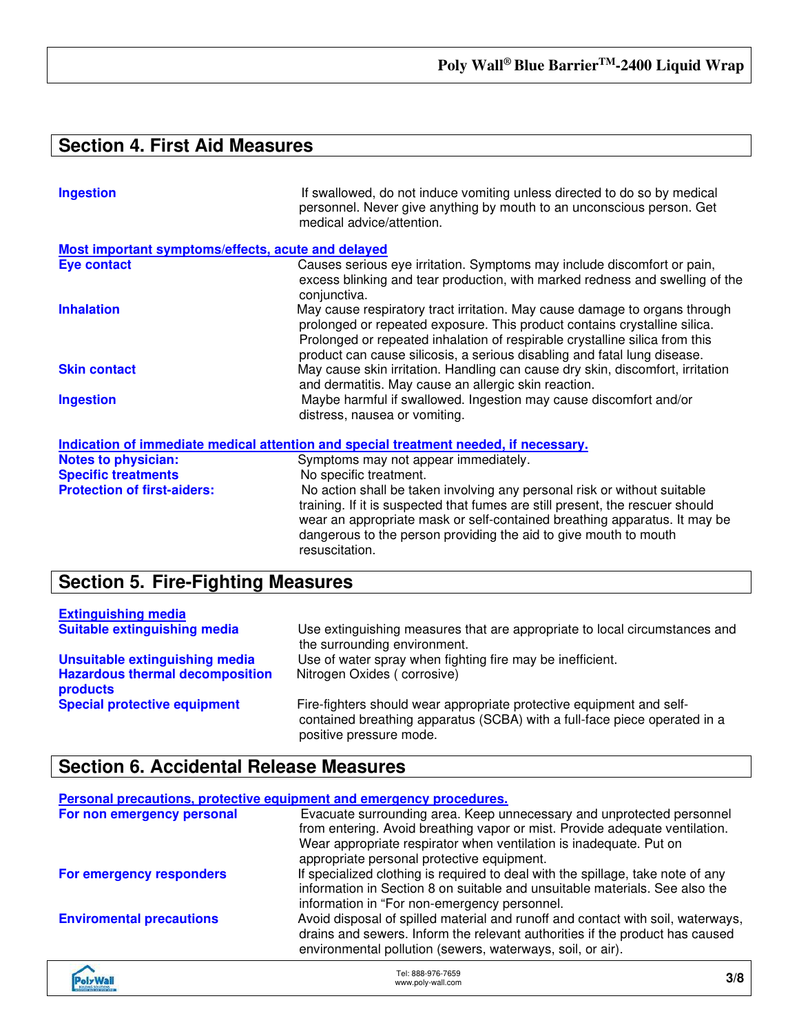## Section 4. First Aid Measures

**Ingestion** If swallowed, do not induce vomiting unless directed to do so by medical personnel. Never give anything by mouth to an unconscious person. Get medical advice/attention.

**Most important symptoms/effects, acute and delayed**

**Eye contact** Causes serious eye irritation. Symptoms may include discomfort or pain, excess blinking and tear production, with marked redness and swelling of the conjunctiva.

**Inhalation** May cause respiratory tract irritation. May cause damage to organs through prolonged or repeated exposure. This product contains crystalline silica. Prolonged or repeated inhalation of respirable crystalline silica from this product can cause silicosis, a serious disabling and fatal lung disease.

**Skin contact** May cause skin irritation. Handling can cause dry skin, discomfort, irritation and dermatitis. May cause an allergic skin reaction.

**Ingestion** Maybe harmful if swallowed. Ingestion may cause discomfort and/or distress, nausea or vomiting.

**Indication of immediate medical attention and special treatment needed, if necessary.**

**Notes to physician:** Symptoms may not appear immediately.

**Specific treatments** No specific treatment.

**Protection of first-aiders:** No action shall be taken involving any personal risk or without suitable training. If it is suspected that fumes are still present, the rescuer should wear an appropriate mask or self-contained breathing apparatus. It may be dangerous to the person providing the aid to give mouth to mouth resuscitation.

## Section 5. Fire-Fighting Measures

**Extinguishing media**

**Suitable extinguishing media** Use extinguishing measures that are appropriate to local circumstances and the surrounding environment.

**Unsuitable extinguishing media** Use of water spray when fighting fire may be inefficient.

**Hazardous thermal decomposition products** Nitrogen Oxides ( corrosive)

**Special protective equipment** Fire-fighters should wear appropriate protective equipment and self-contained breathing apparatus (SCBA) with a full-face piece operated in a positive pressure mode.

## Section 6. Accidental Release Measures

**Personal precautions, protective equipment and emergency procedures.**

**For non emergency personal** Evacuate surrounding area. Keep unnecessary and unprotected personnel from entering. Avoid breathing vapor or mist. Provide adequate ventilation. Wear appropriate respirator when ventilation is inadequate. Put on appropriate personal protective equipment.

**For emergency responders** If specialized clothing is required to deal with the spillage, take note of any information in Section 8 on suitable and unsuitable materials. See also the information in "For non-emergency personnel.

**Enviromental precautions** Avoid disposal of spilled material and runoff and contact with soil, waterways, drains and sewers. Inform the relevant authorities if the product has caused environmental pollution (sewers, waterways, soil, or air).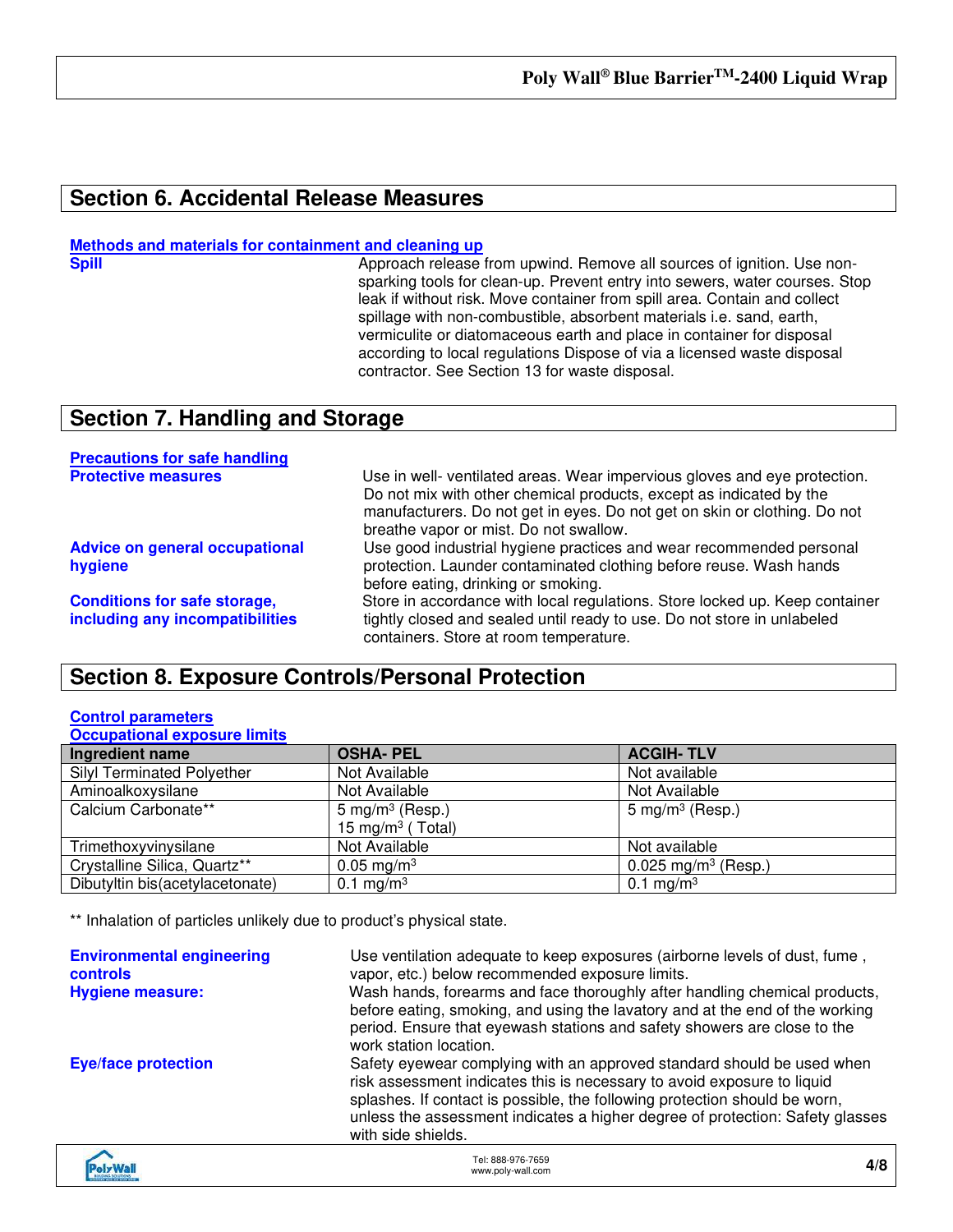## Section 6. Accidental Release Measures

**Methods and materials for containment and cleaning up**

**Spill**

Approach release from upwind. Remove all sources of ignition. Use non-sparking tools for clean-up. Prevent entry into sewers, water courses. Stop leak if without risk. Move container from spill area. Contain and collect spillage with non-combustible, absorbent materials i.e. sand, earth, vermiculite or diatomaceous earth and place in container for disposal according to local regulations Dispose of via a licensed waste disposal contractor. See Section 13 for waste disposal.

## Section 7. Handling and Storage

**Precautions for safe handling**

**Protective measures**

Use in well- ventilated areas. Wear impervious gloves and eye protection. Do not mix with other chemical products, except as indicated by the manufacturers. Do not get in eyes. Do not get on skin or clothing. Do not breathe vapor or mist. Do not swallow.

**Advice on general occupational hygiene**

Use good industrial hygiene practices and wear recommended personal protection. Launder contaminated clothing before reuse. Wash hands before eating, drinking or smoking.

**Conditions for safe storage, including any incompatibilities**

Store in accordance with local regulations. Store locked up. Keep container tightly closed and sealed until ready to use. Do not store in unlabeled containers. Store at room temperature.

## Section 8. Exposure Controls/Personal Protection

**Control parameters**

**Occupational exposure limits**

| Ingredient name | OSHA- PEL | ACGIH- TLV |
|---|---|---|
| Silyl Terminated Polyether | Not Available | Not available |
| Aminoalkoxysilane | Not Available | Not Available |
| Calcium Carbonate** | 5 $mg/m^3$ (Resp.)<br>15 $mg/m^3$ ( Total) | 5 $mg/m^3$ (Resp.) |
| Trimethoxyvinylsilane | Not Available | Not available |
| Crystalline Silica, Quartz** | 0.05 $mg/m^3$ | 0.025 $mg/m^3$ (Resp.) |
| Dibutyltin bis(acetylacetonate) | 0.1 $mg/m^3$ | 0.1 $mg/m^3$ |

** Inhalation of particles unlikely due to product's physical state.

**Environmental engineering controls**

Use ventilation adequate to keep exposures (airborne levels of dust, fume , vapor, etc.) below recommended exposure limits.

**Hygiene measure:**

Wash hands, forearms and face thoroughly after handling chemical products, before eating, smoking, and using the lavatory and at the end of the working period. Ensure that eyewash stations and safety showers are close to the work station location.

**Eye/face protection**

Safety eyewear complying with an approved standard should be used when risk assessment indicates this is necessary to avoid exposure to liquid splashes. If contact is possible, the following protection should be worn, unless the assessment indicates a higher degree of protection: Safety glasses with side shields.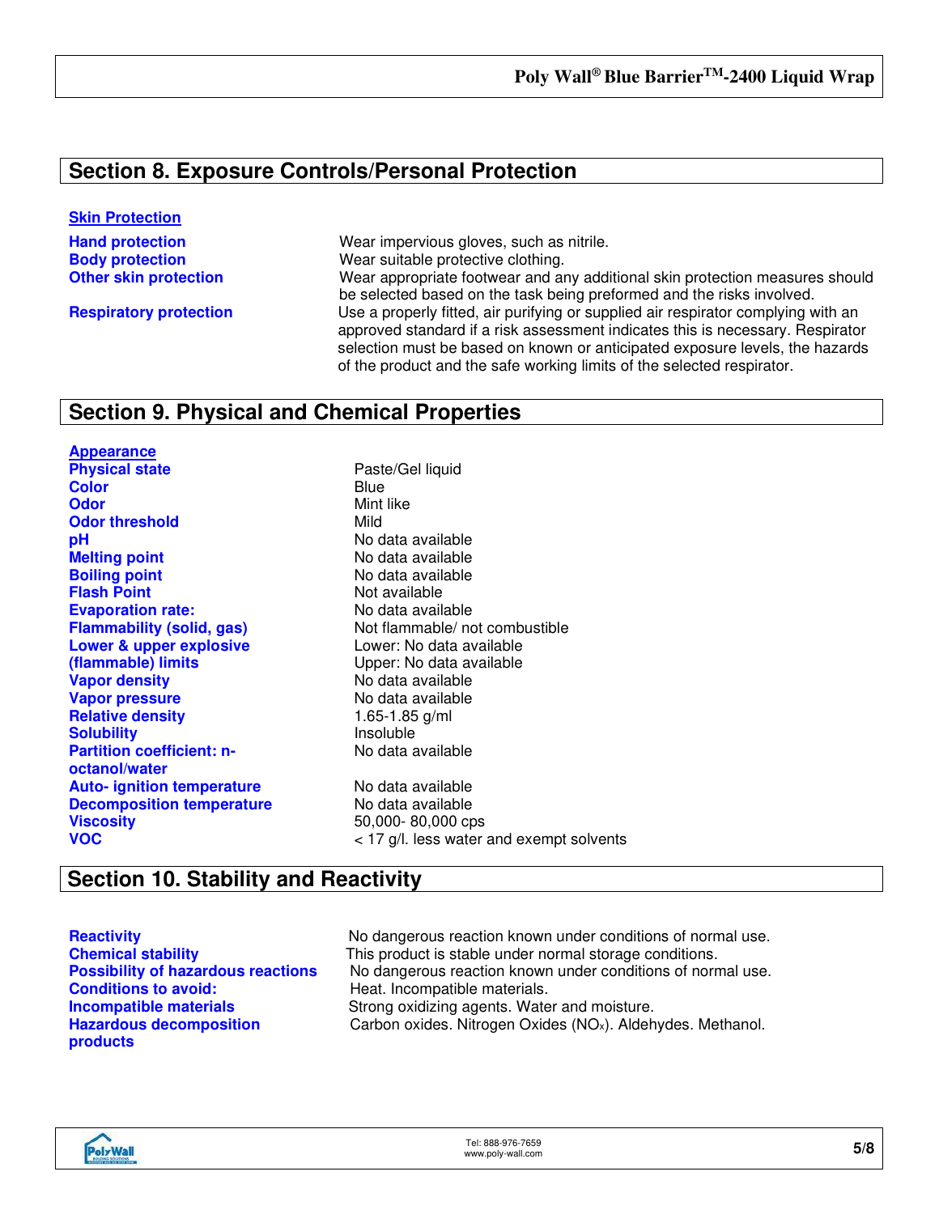## Section 8. Exposure Controls/Personal Protection

**Skin Protection**

| | |
|---|---|
| **Hand protection** | Wear impervious gloves, such as nitrile. |
| **Body protection** | Wear suitable protective clothing. |
| **Other skin protection** | Wear appropriate footwear and any additional skin protection measures should be selected based on the task being preformed and the risks involved. |
| **Respiratory protection** | Use a properly fitted, air purifying or supplied air respirator complying with an approved standard if a risk assessment indicates this is necessary. Respirator selection must be based on known or anticipated exposure levels, the hazards of the product and the safe working limits of the selected respirator. |

## Section 9. Physical and Chemical Properties

**Appearance**

| | |
|---|---|
| **Physical state** | Paste/Gel liquid |
| **Color** | Blue |
| **Odor** | Mint like |
| **Odor threshold** | Mild |
| **pH** | No data available |
| **Melting point** | No data available |
| **Boiling point** | No data available |
| **Flash Point** | Not available |
| **Evaporation rate:** | No data available |
| **Flammability (solid, gas)** | Not flammable/ not combustible |
| **Lower & upper explosive (flammable) limits** | Lower: No data available<br>Upper: No data available |
| **Vapor density** | No data available |
| **Vapor pressure** | No data available |
| **Relative density** | 1.65-1.85 g/ml |
| **Solubility** | Insoluble |
| **Partition coefficient: n-octanol/water** | No data available |
| **Auto- ignition temperature** | No data available |
| **Decomposition temperature** | No data available |
| **Viscosity** | 50,000- 80,000 cps |
| **VOC** | < 17 g/l. less water and exempt solvents |

## Section 10. Stability and Reactivity

| | |
|---|---|
| **Reactivity** | No dangerous reaction known under conditions of normal use. |
| **Chemical stability** | This product is stable under normal storage conditions. |
| **Possibility of hazardous reactions** | No dangerous reaction known under conditions of normal use. |
| **Conditions to avoid:** | Heat. Incompatible materials. |
| **Incompatible materials** | Strong oxidizing agents. Water and moisture. |
| **Hazardous decomposition products** | Carbon oxides. Nitrogen Oxides ($NO_x$). Aldehydes. Methanol. |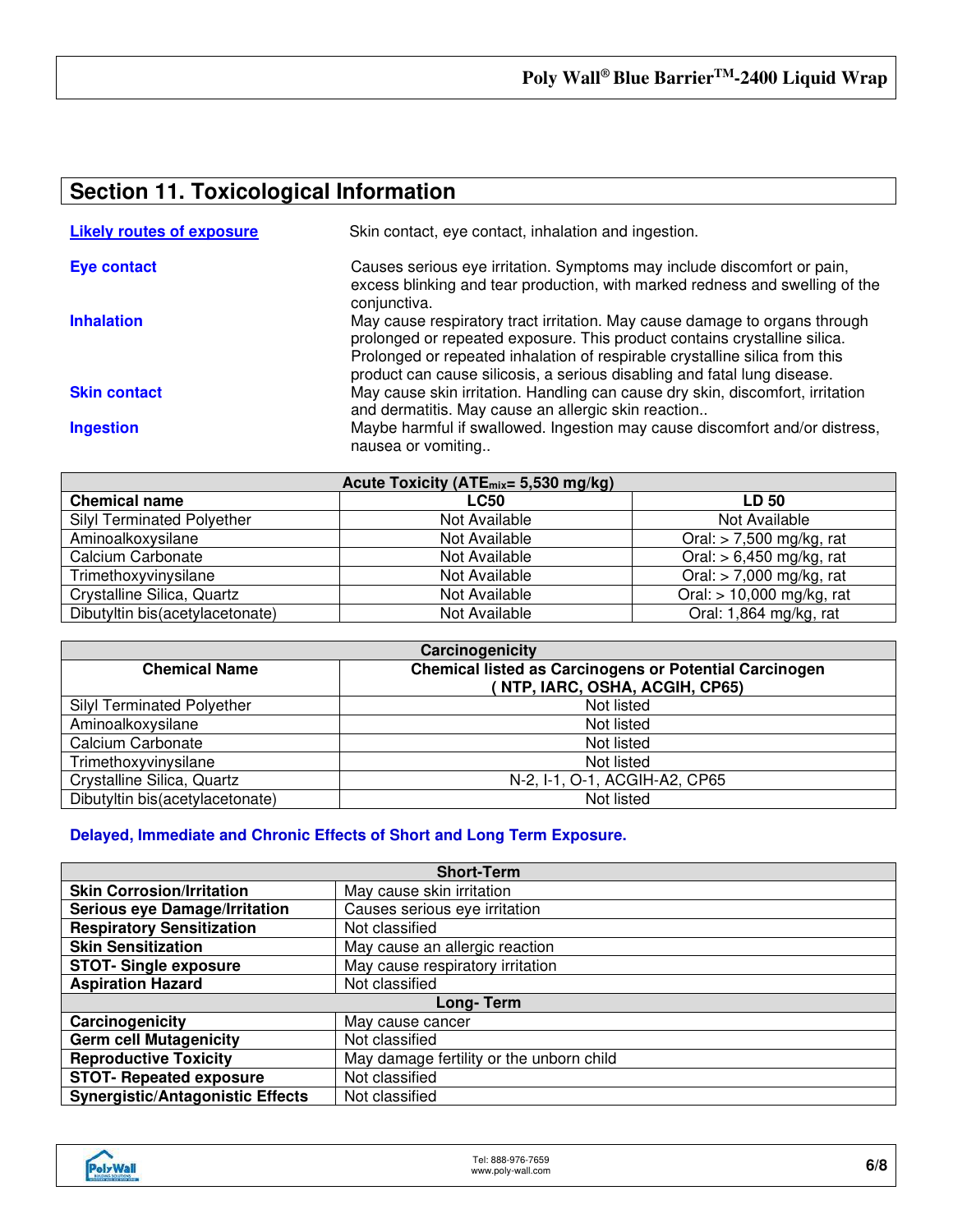## Section 11. Toxicological Information

| | |
|---|---|
| **Likely routes of exposure** | Skin contact, eye contact, inhalation and ingestion. |
| **Eye contact** | Causes serious eye irritation. Symptoms may include discomfort or pain, excess blinking and tear production, with marked redness and swelling of the conjunctiva. |
| **Inhalation** | May cause respiratory tract irritation. May cause damage to organs through prolonged or repeated exposure. This product contains crystalline silica. Prolonged or repeated inhalation of respirable crystalline silica from this product can cause silicosis, a serious disabling and fatal lung disease. |
| **Skin contact** | May cause skin irritation. Handling can cause dry skin, discomfort, irritation and dermatitis. May cause an allergic skin reaction.. |
| **Ingestion** | Maybe harmful if swallowed. Ingestion may cause discomfort and/or distress, nausea or vomiting.. |

| Acute Toxicity ($ATE_{mix}$= 5,530 mg/kg) | | |
|---|---|---|
| **Chemical name** | **LC50** | **LD 50** |
| Silyl Terminated Polyether | Not Available | Not Available |
| Aminoalkoxysilane | Not Available | Oral: > 7,500 mg/kg, rat |
| Calcium Carbonate | Not Available | Oral: > 6,450 mg/kg, rat |
| Trimethoxyvinysilane | Not Available | Oral: > 7,000 mg/kg, rat |
| Crystalline Silica, Quartz | Not Available | Oral: > 10,000 mg/kg, rat |
| Dibutyltin bis(acetylacetonate) | Not Available | Oral: 1,864 mg/kg, rat |

| Carcinogenicity | |
|---|---|
| **Chemical Name** | **Chemical listed as Carcinogens or Potential Carcinogen ( NTP, IARC, OSHA, ACGIH, CP65)** |
| Silyl Terminated Polyether | Not listed |
| Aminoalkoxysilane | Not listed |
| Calcium Carbonate | Not listed |
| Trimethoxyvinysilane | Not listed |
| Crystalline Silica, Quartz | N-2, I-1, O-1, ACGIH-A2, CP65 |
| Dibutyltin bis(acetylacetonate) | Not listed |

**Delayed, Immediate and Chronic Effects of Short and Long Term Exposure.**

| Short-Term | |
|---|---|
| **Skin Corrosion/Irritation** | May cause skin irritation |
| **Serious eye Damage/Irritation** | Causes serious eye irritation |
| **Respiratory Sensitization** | Not classified |
| **Skin Sensitization** | May cause an allergic reaction |
| **STOT- Single exposure** | May cause respiratory irritation |
| **Aspiration Hazard** | Not classified |
| **Long- Term** | |
| **Carcinogenicity** | May cause cancer |
| **Germ cell Mutagenicity** | Not classified |
| **Reproductive Toxicity** | May damage fertility or the unborn child |
| **STOT- Repeated exposure** | Not classified |
| **Synergistic/Antagonistic Effects** | Not classified |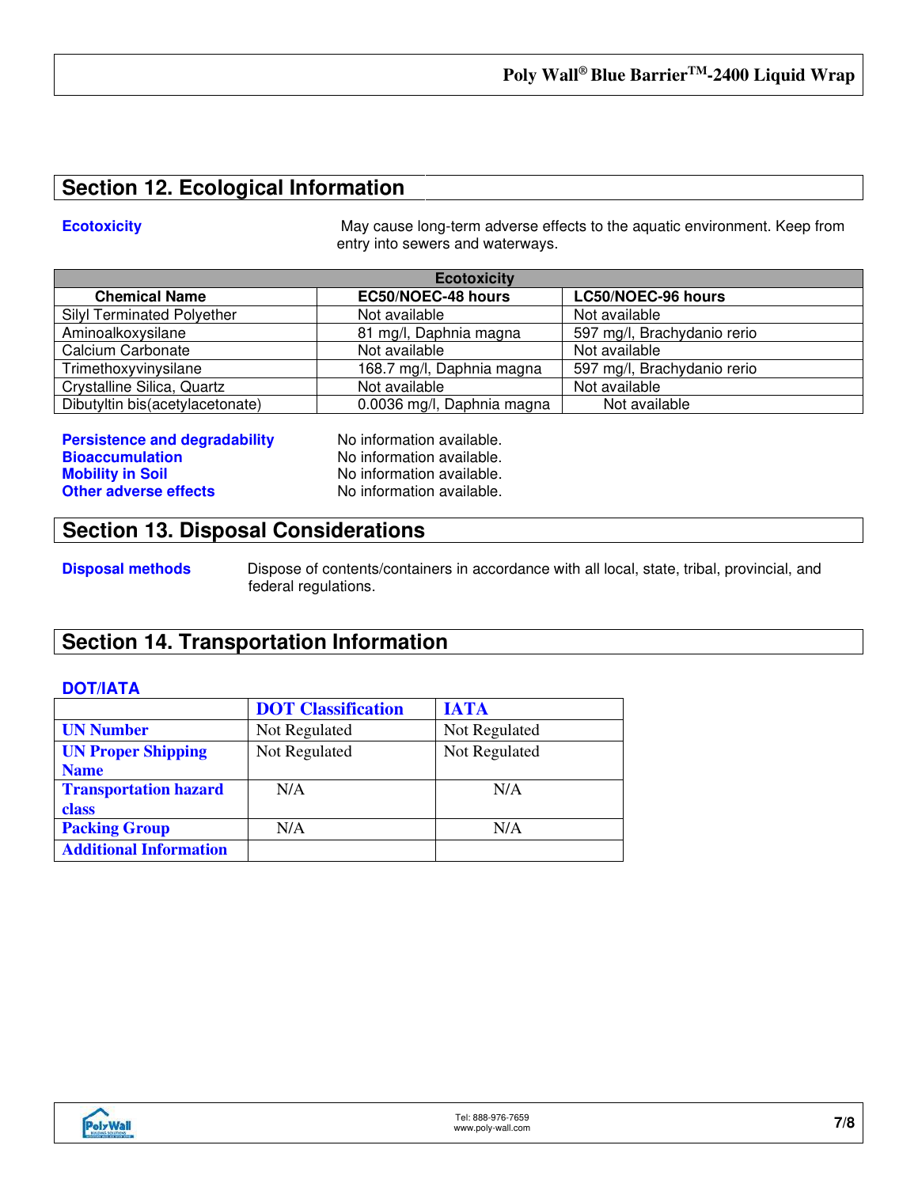## Section 12. Ecological Information

**Ecotoxicity** May cause long-term adverse effects to the aquatic environment. Keep from entry into sewers and waterways.

| Ecotoxicity | | |
|---|---|---|
| **Chemical Name** | **EC50/NOEC-48 hours** | **LC50/NOEC-96 hours** |
| Silyl Terminated Polyether | Not available | Not available |
| Aminoalkoxysilane | 81 mg/l, Daphnia magna | 597 mg/l, Brachydanio rerio |
| Calcium Carbonate | Not available | Not available |
| Trimethoxyvinylsilane | 168.7 mg/l, Daphnia magna | 597 mg/l, Brachydanio rerio |
| Crystalline Silica, Quartz | Not available | Not available |
| Dibutyltin bis(acetylacetonate) | 0.0036 mg/l, Daphnia magna | Not available |

**Persistence and degradability** No information available.
**Bioaccumulation** No information available.
**Mobility in Soil** No information available.
**Other adverse effects** No information available.

## Section 13. Disposal Considerations

**Disposal methods** Dispose of contents/containers in accordance with all local, state, tribal, provincial, and federal regulations.

## Section 14. Transportation Information

**DOT/IATA**

| | DOT Classification | IATA |
|---|---|---|
| **UN Number** | Not Regulated | Not Regulated |
| **UN Proper Shipping Name** | Not Regulated | Not Regulated |
| **Transportation hazard class** | N/A | N/A |
| **Packing Group** | N/A | N/A |
| **Additional Information** | | |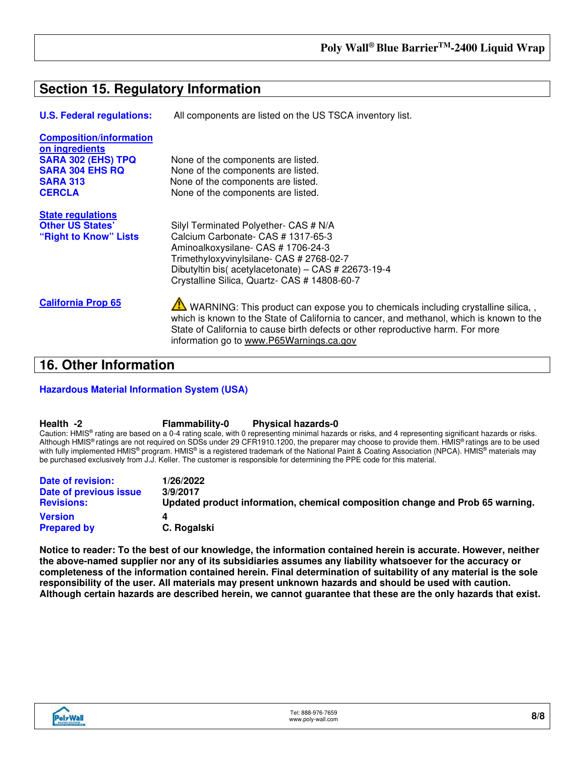## Section 15. Regulatory Information

**U.S. Federal regulations:** All components are listed on the US TSCA inventory list.

**Composition/information on ingredients**

| | |
|---|---|
| **SARA 302 (EHS) TPQ** | None of the components are listed. |
| **SARA 304 EHS RQ** | None of the components are listed. |
| **SARA 313** | None of the components are listed. |
| **CERCLA** | None of the components are listed. |

**State regulations**

**Other US States' "Right to Know" Lists**

Silyl Terminated Polyether- CAS # N/A
Calcium Carbonate- CAS # 1317-65-3
Aminoalkoxysilane- CAS # 1706-24-3
Trimethyloxyvinylsilane- CAS # 2768-02-7
Dibutyltin bis( acetylacetonate) – CAS # 22673-19-4
Crystalline Silica, Quartz- CAS # 14808-60-7

**California Prop 65**

⚠ WARNING: This product can expose you to chemicals including crystalline silica, , which is known to the State of California to cancer, and methanol, which is known to the State of California to cause birth defects or other reproductive harm. For more information go to www.P65Warnings.ca.gov

## 16. Other Information

**Hazardous Material Information System (USA)**

**Health -2** **Flammability-0** **Physical hazards-0**

Caution: HMIS® rating are based on a 0-4 rating scale, with 0 representing minimal hazards or risks, and 4 representing significant hazards or risks. Although HMIS® ratings are not required on SDSs under 29 CFR1910.1200, the preparer may choose to provide them. HMIS® ratings are to be used with fully implemented HMIS® program. HMIS® is a registered trademark of the National Paint & Coating Association (NPCA). HMIS® materials may be purchased exclusively from J.J. Keller. The customer is responsible for determining the PPE code for this material.

| | |
|---|---|
| **Date of revision:** | **1/26/2022** |
| **Date of previous issue** | **3/9/2017** |
| **Revisions:** | **Updated product information, chemical composition change and Prob 65 warning.** |
| **Version** | **4** |
| **Prepared by** | **C. Rogalski** |

**Notice to reader: To the best of our knowledge, the information contained herein is accurate. However, neither the above-named supplier nor any of its subsidiaries assumes any liability whatsoever for the accuracy or completeness of the information contained herein. Final determination of suitability of any material is the sole responsibility of the user. All materials may present unknown hazards and should be used with caution. Although certain hazards are described herein, we cannot guarantee that these are the only hazards that exist.**